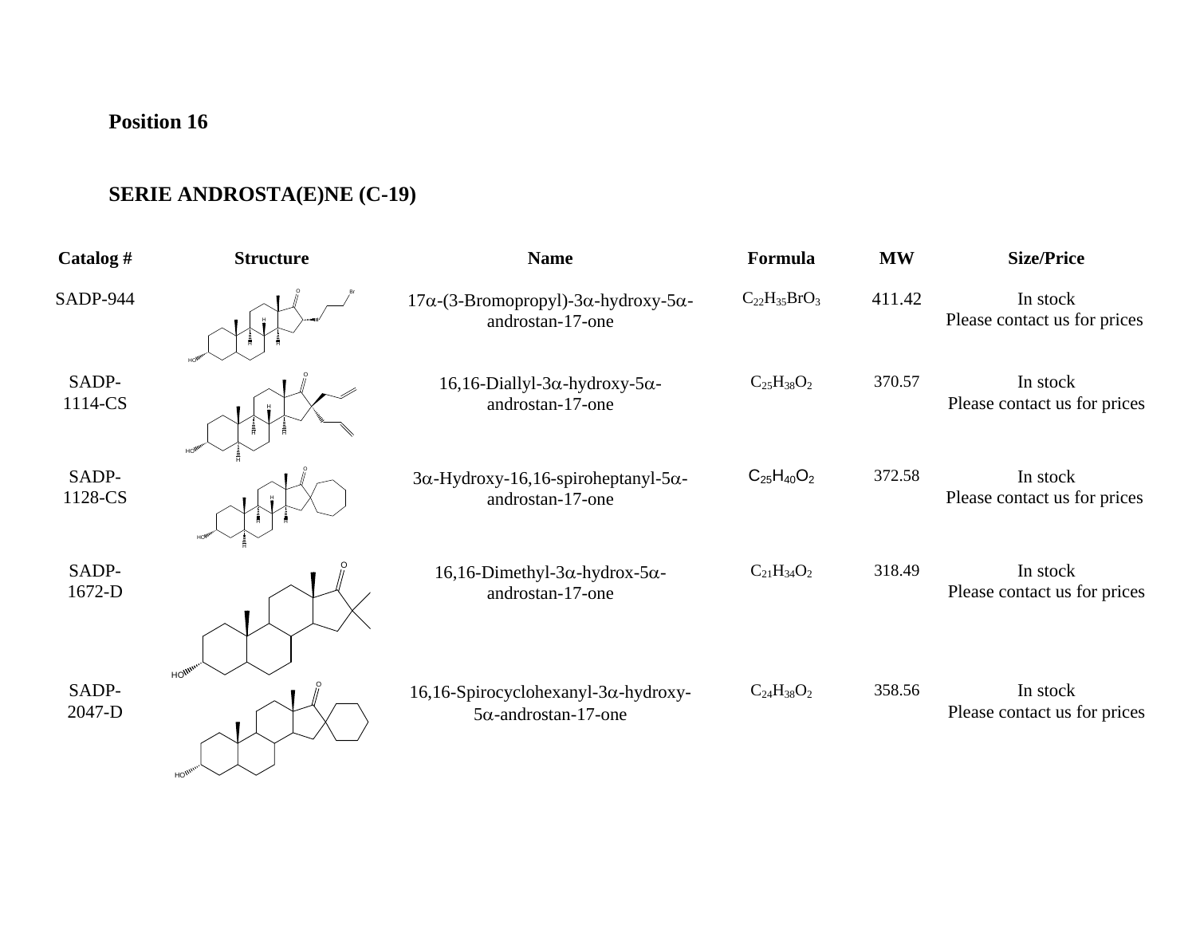**Position 16**

## SERIE ANDROSTA(E)NE (C-19)

| Catalog # | Structure | Name | Formula | MW | Size/Price |
|---|---|---|---|---|---|
| SADP-944 | | 17α-(3-Bromopropyl)-3α-hydroxy-5α-androstan-17-one | $C_{22}H_{35}BrO_3$ | 411.42 | In stock Please contact us for prices |
| SADP-1114-CS | | 16,16-Diallyl-3α-hydroxy-5α-androstan-17-one | $C_{25}H_{38}O_2$ | 370.57 | In stock Please contact us for prices |
| SADP-1128-CS | | 3α-Hydroxy-16,16-spiroheptanyl-5α-androstan-17-one | $C_{25}H_{40}O_2$ | 372.58 | In stock Please contact us for prices |
| SADP-1672-D | | 16,16-Dimethyl-3α-hydrox-5α-androstan-17-one | $C_{21}H_{34}O_2$ | 318.49 | In stock Please contact us for prices |
| SADP-2047-D | | 16,16-Spirocyclohexanyl-3α-hydroxy-5α-androstan-17-one | $C_{24}H_{38}O_2$ | 358.56 | In stock Please contact us for prices |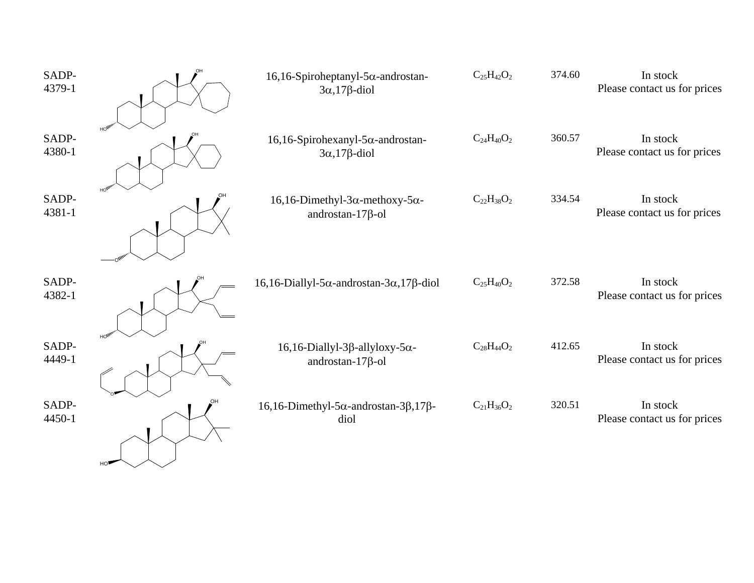| | | | | | |
|---|---|---|---|---|---|
| SADP-4379-1 | | 16,16-Spiroheptanyl-5α-androstan-3α,17β-diol | $C_{25}H_{42}O_2$ | 374.60 | In stock<br>Please contact us for prices |
| SADP-4380-1 | | 16,16-Spirohexanyl-5α-androstan-3α,17β-diol | $C_{24}H_{40}O_2$ | 360.57 | In stock<br>Please contact us for prices |
| SADP-4381-1 | | 16,16-Dimethyl-3α-methoxy-5α-androstan-17β-ol | $C_{22}H_{38}O_2$ | 334.54 | In stock<br>Please contact us for prices |
| SADP-4382-1 | | 16,16-Diallyl-5α-androstan-3α,17β-diol | $C_{25}H_{40}O_2$ | 372.58 | In stock<br>Please contact us for prices |
| SADP-4449-1 | | 16,16-Diallyl-3β-allyloxy-5α-androstan-17β-ol | $C_{28}H_{44}O_2$ | 412.65 | In stock<br>Please contact us for prices |
| SADP-4450-1 | | 16,16-Dimethyl-5α-androstan-3β,17β-diol | $C_{21}H_{36}O_2$ | 320.51 | In stock<br>Please contact us for prices |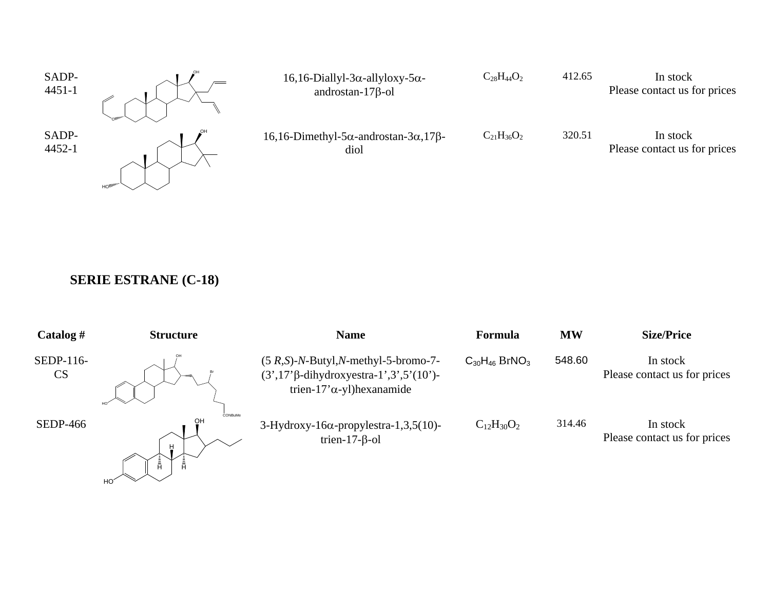| SADP-4451-1 | | 16,16-Diallyl-3α-allyloxy-5α-androstan-17β-ol | $C_{28}H_{44}O_2$ | 412.65 | In stock Please contact us for prices |
|---|---|---|---|---|---|
| SADP-4452-1 | | 16,16-Dimethyl-5α-androstan-3α,17β-diol | $C_{21}H_{36}O_2$ | 320.51 | In stock Please contact us for prices |

## SERIE ESTRANE (C-18)

| Catalog # | Structure | Name | Formula | MW | Size/Price |
|---|---|---|---|---|---|
| SEDP-116-CS | | (5 *R,S*)-*N*-Butyl,*N*-methyl-5-bromo-7-(3’,17’β-dihydroxyestra-1’,3’,5’(10’)-trien-17’α-yl)hexanamide | $C_{30}H_{46}BrNO_3$ | 548.60 | In stock Please contact us for prices |
| SEDP-466 | | 3-Hydroxy-16α-propylestra-1,3,5(10)-trien-17-β-ol | $C_{12}H_{30}O_2$ | 314.46 | In stock Please contact us for prices |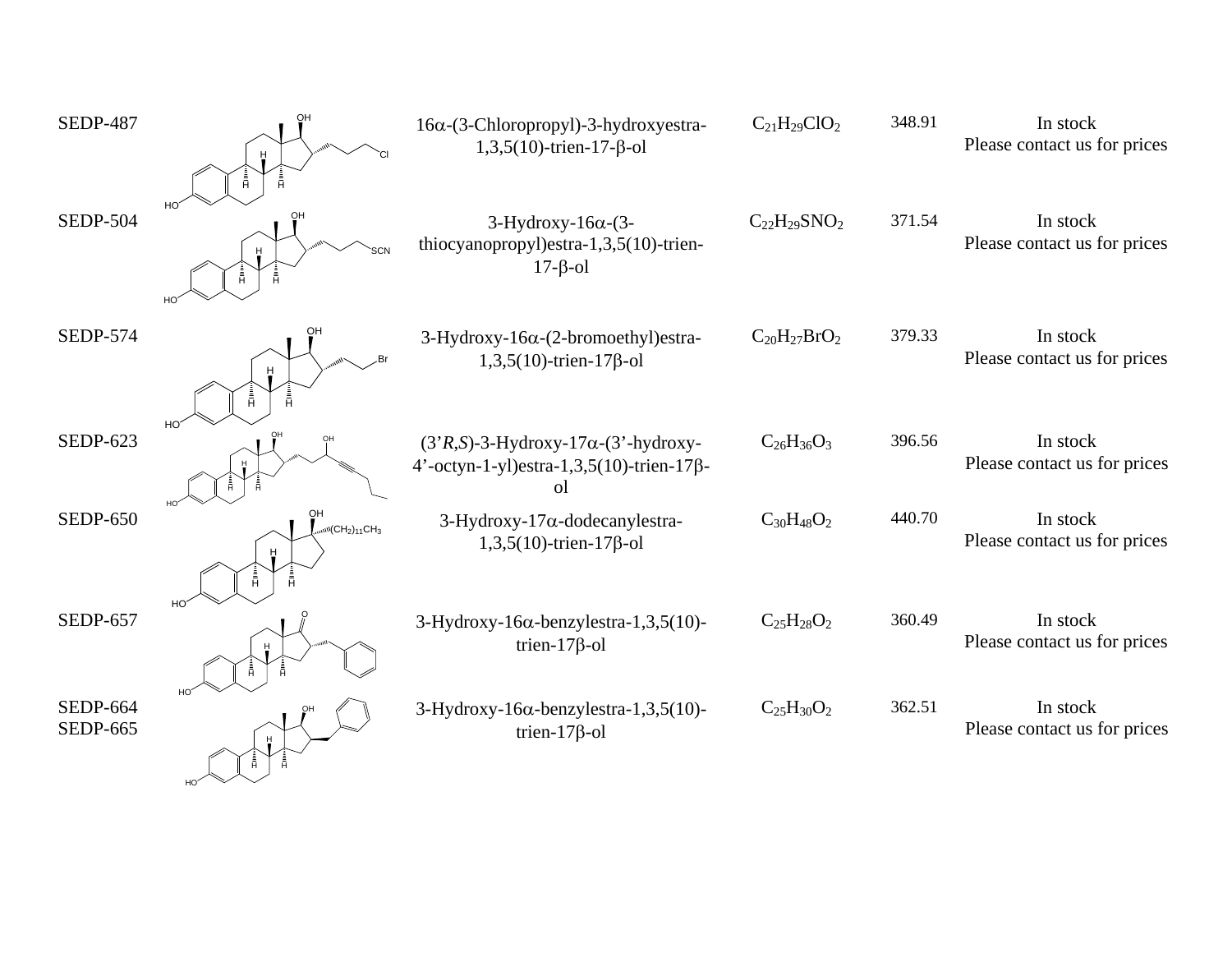| | | | | | |
|---|---|---|---|---|---|
| SEDP-487 | | 16α-(3-Chloropropyl)-3-hydroxyestra-1,3,5(10)-trien-17-β-ol | $C_{21}H_{29}ClO_2$ | 348.91 | In stock<br>Please contact us for prices |
| SEDP-504 | | 3-Hydroxy-16α-(3-thiocyanopropyl)estra-1,3,5(10)-trien-17-β-ol | $C_{22}H_{29}SNO_2$ | 371.54 | In stock<br>Please contact us for prices |
| SEDP-574 | | 3-Hydroxy-16α-(2-bromoethyl)estra-1,3,5(10)-trien-17β-ol | $C_{20}H_{27}BrO_2$ | 379.33 | In stock<br>Please contact us for prices |
| SEDP-623 | | (3'*R,S*)-3-Hydroxy-17α-(3'-hydroxy-4'-octyn-1-yl)estra-1,3,5(10)-trien-17β-ol | $C_{26}H_{36}O_3$ | 396.56 | In stock<br>Please contact us for prices |
| SEDP-650 | | 3-Hydroxy-17α-dodecanylestra-1,3,5(10)-trien-17β-ol | $C_{30}H_{48}O_2$ | 440.70 | In stock<br>Please contact us for prices |
| SEDP-657 | | 3-Hydroxy-16α-benzylestra-1,3,5(10)-trien-17β-ol | $C_{25}H_{28}O_2$ | 360.49 | In stock<br>Please contact us for prices |
| SEDP-664<br>SEDP-665 | | 3-Hydroxy-16α-benzylestra-1,3,5(10)-trien-17β-ol | $C_{25}H_{30}O_2$ | 362.51 | In stock<br>Please contact us for prices |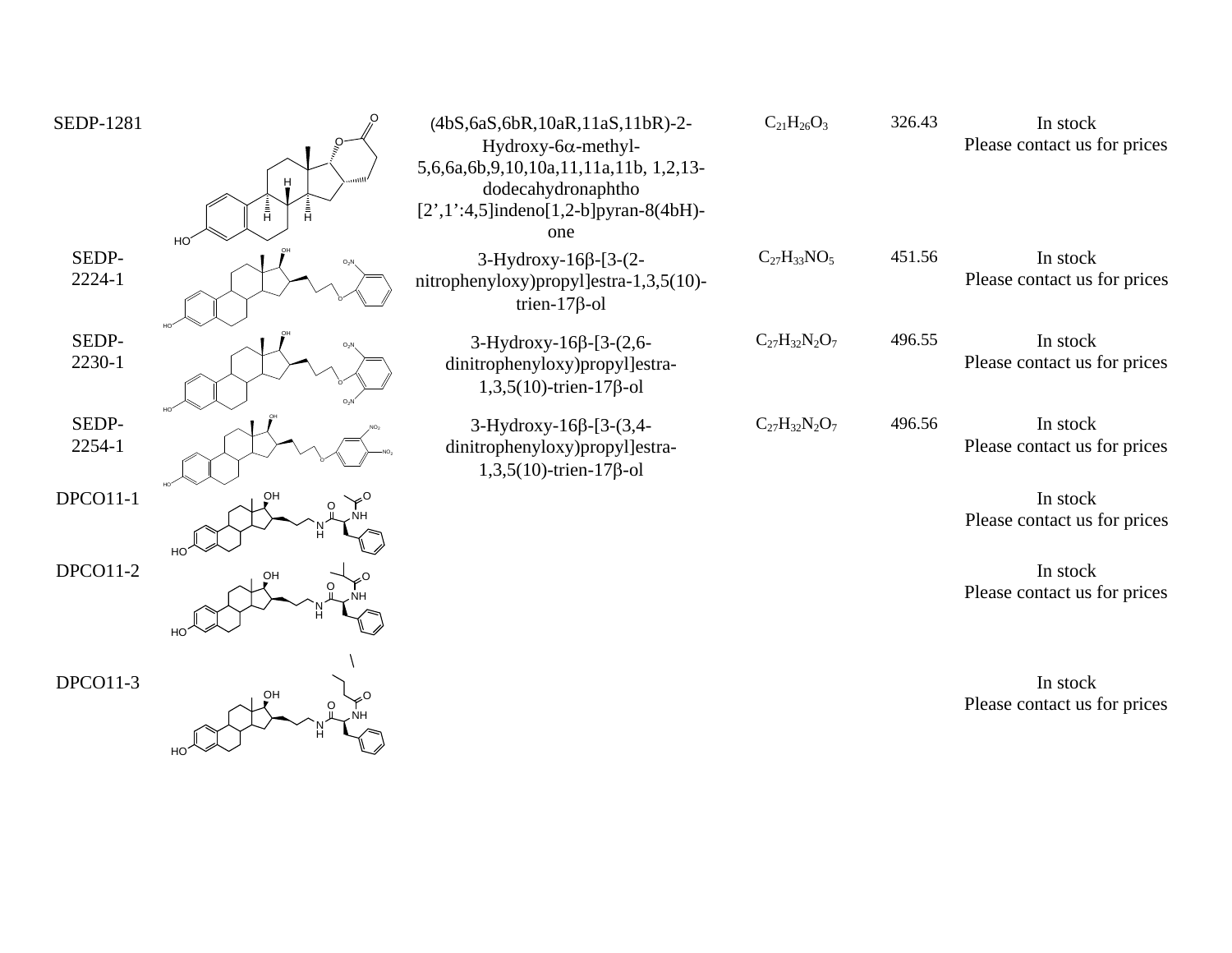| | | | | | |
|---|---|---|---|---|---|
| SEDP-1281 | | (4bS,6aS,6bR,10aR,11aS,11bR)-2-Hydroxy-6α-methyl-5,6,6a,6b,9,10,10a,11,11a,11b, 1,2,13-dodecahydronaphtho [2’,1’:4,5]indeno[1,2-b]pyran-8(4bH)-one | $C_{21}H_{26}O_3$ | 326.43 | In stock<br>Please contact us for prices |
| SEDP-2224-1 | | 3-Hydroxy-16β-[3-(2-nitrophenyloxy)propyl]estra-1,3,5(10)-trien-17β-ol | $C_{27}H_{33}NO_5$ | 451.56 | In stock<br>Please contact us for prices |
| SEDP-2230-1 | | 3-Hydroxy-16β-[3-(2,6-dinitrophenyloxy)propyl]estra-1,3,5(10)-trien-17β-ol | $C_{27}H_{32}N_2O_7$ | 496.55 | In stock<br>Please contact us for prices |
| SEDP-2254-1 | | 3-Hydroxy-16β-[3-(3,4-dinitrophenyloxy)propyl]estra-1,3,5(10)-trien-17β-ol | $C_{27}H_{32}N_2O_7$ | 496.56 | In stock<br>Please contact us for prices |
| DPCO11-1 | | | | | In stock<br>Please contact us for prices |
| DPCO11-2 | | | | | In stock<br>Please contact us for prices |
| DPCO11-3 | | | | | In stock<br>Please contact us for prices |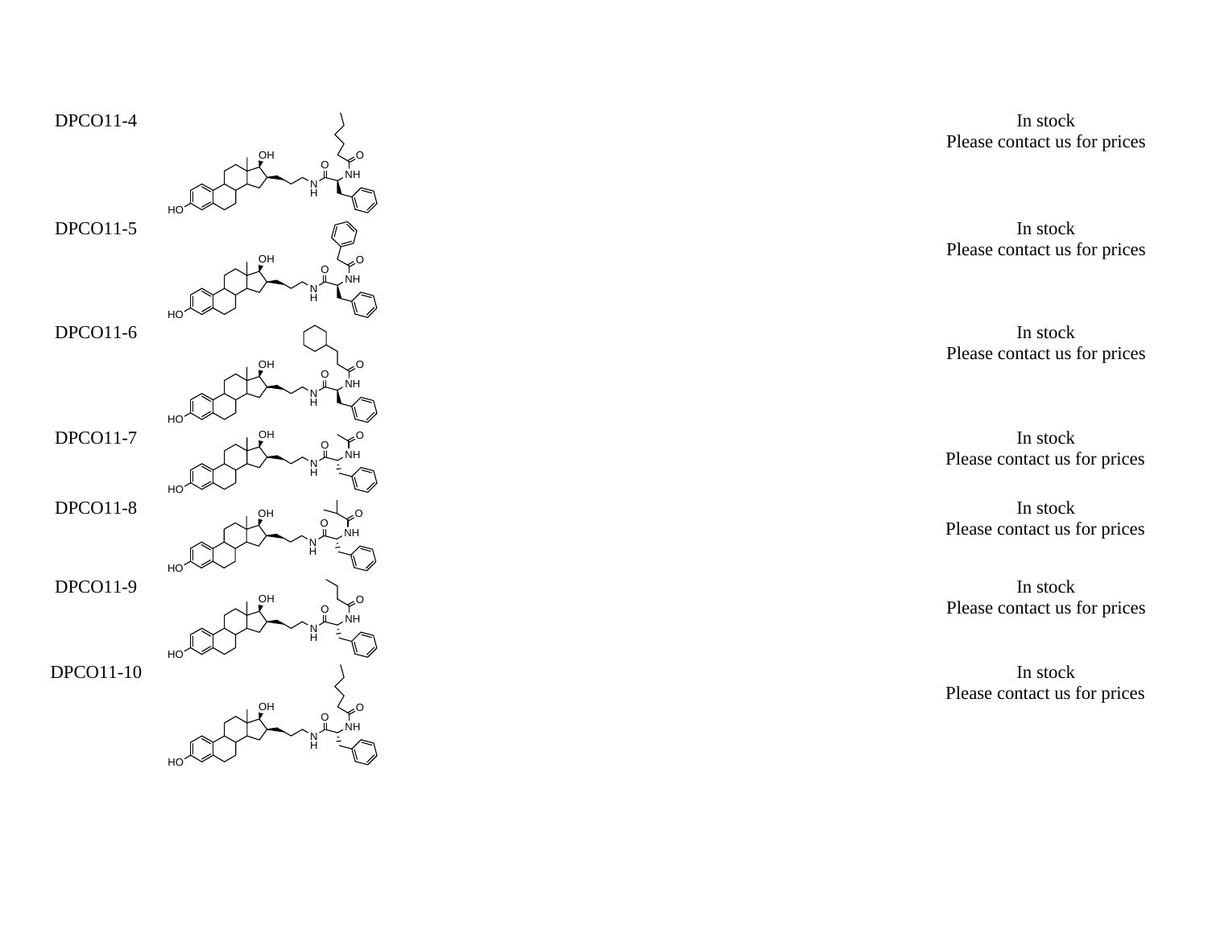| | | |
|---|---|---|
| DPCO11-4 | | In stock<br>Please contact us for prices |
| DPCO11-5 | | In stock<br>Please contact us for prices |
| DPCO11-6 | | In stock<br>Please contact us for prices |
| DPCO11-7 | | In stock<br>Please contact us for prices |
| DPCO11-8 | | In stock<br>Please contact us for prices |
| DPCO11-9 | | In stock<br>Please contact us for prices |
| DPCO11-10 | | In stock<br>Please contact us for prices |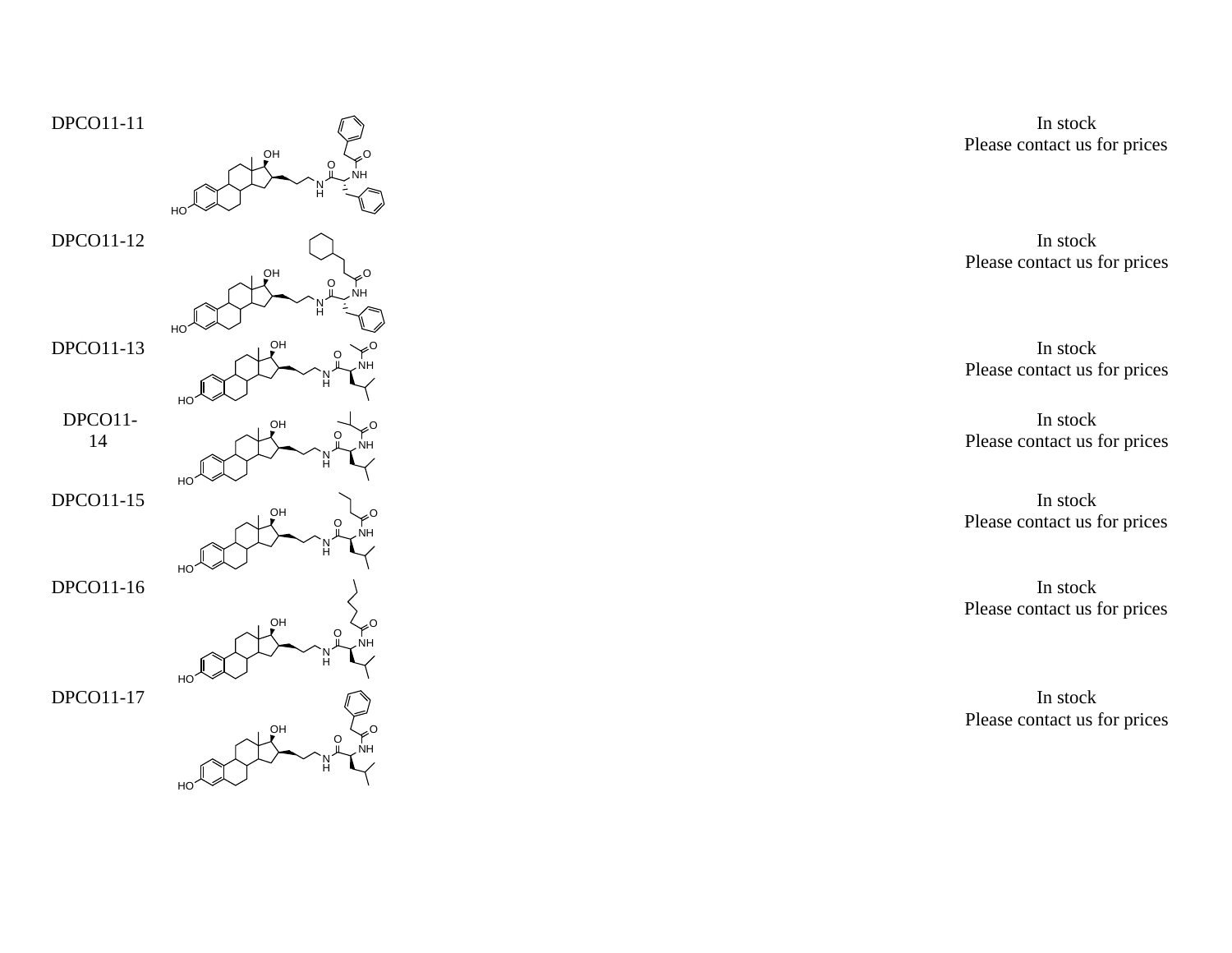| | | |
|---|---|---|
| DPCO11-11 | | In stock<br>Please contact us for prices |
| DPCO11-12 | | In stock<br>Please contact us for prices |
| DPCO11-13 | | In stock<br>Please contact us for prices |
| DPCO11-14 | | In stock<br>Please contact us for prices |
| DPCO11-15 | | In stock<br>Please contact us for prices |
| DPCO11-16 | | In stock<br>Please contact us for prices |
| DPCO11-17 | | In stock<br>Please contact us for prices |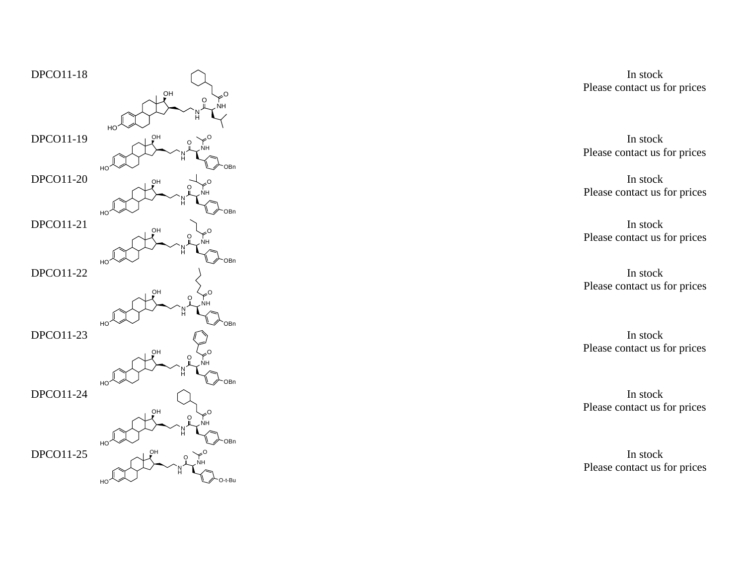| | | |
|---|---|---|
| DPCO11-18 | | In stock<br>Please contact us for prices |
| DPCO11-19 | | In stock<br>Please contact us for prices |
| DPCO11-20 | | In stock<br>Please contact us for prices |
| DPCO11-21 | | In stock<br>Please contact us for prices |
| DPCO11-22 | | In stock<br>Please contact us for prices |
| DPCO11-23 | | In stock<br>Please contact us for prices |
| DPCO11-24 | | In stock<br>Please contact us for prices |
| DPCO11-25 | | In stock<br>Please contact us for prices |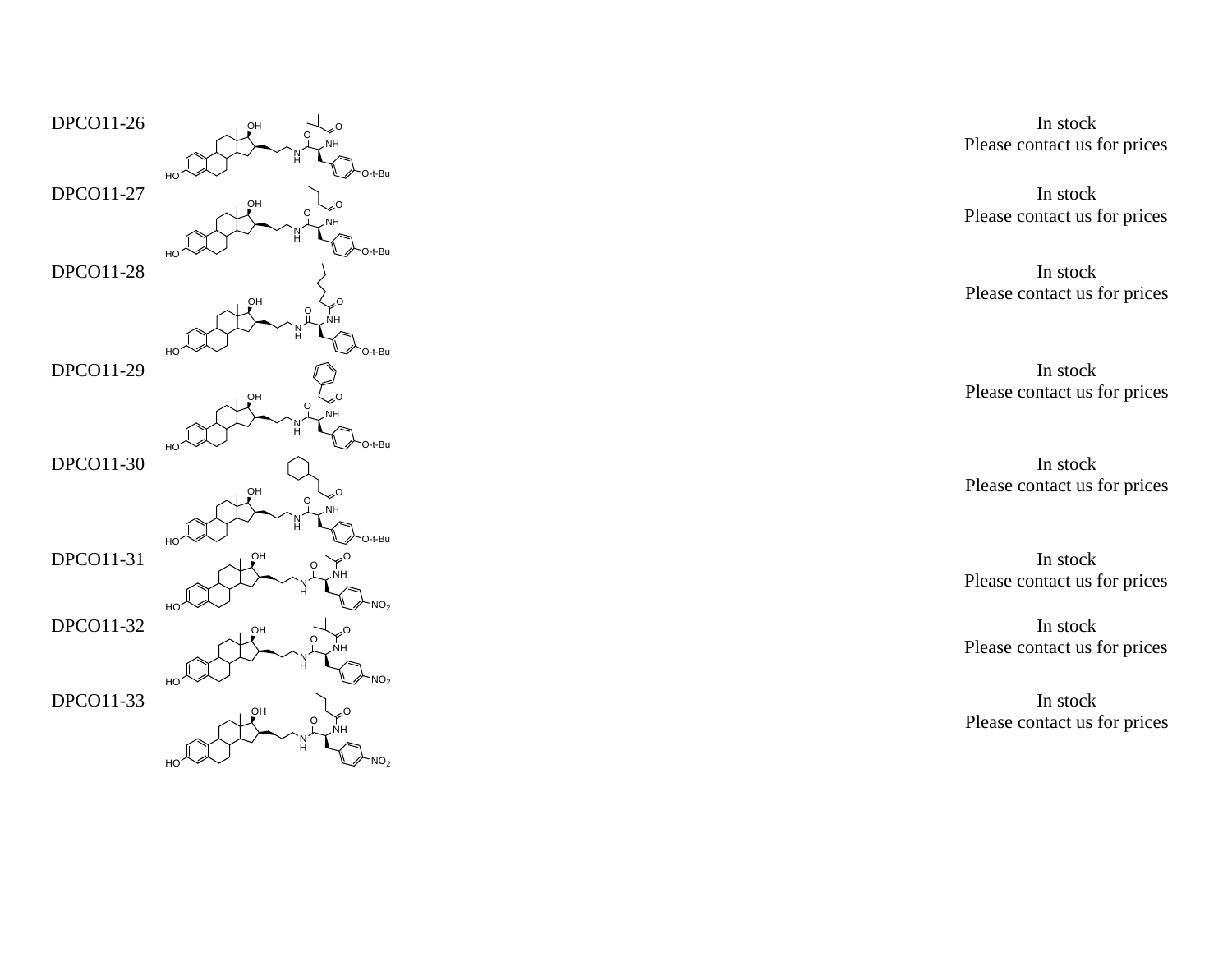| | | |
|---|---|---|
| DPCO11-26 | | In stock<br>Please contact us for prices |
| DPCO11-27 | | In stock<br>Please contact us for prices |
| DPCO11-28 | | In stock<br>Please contact us for prices |
| DPCO11-29 | | In stock<br>Please contact us for prices |
| DPCO11-30 | | In stock<br>Please contact us for prices |
| DPCO11-31 | | In stock<br>Please contact us for prices |
| DPCO11-32 | | In stock<br>Please contact us for prices |
| DPCO11-33 | | In stock<br>Please contact us for prices |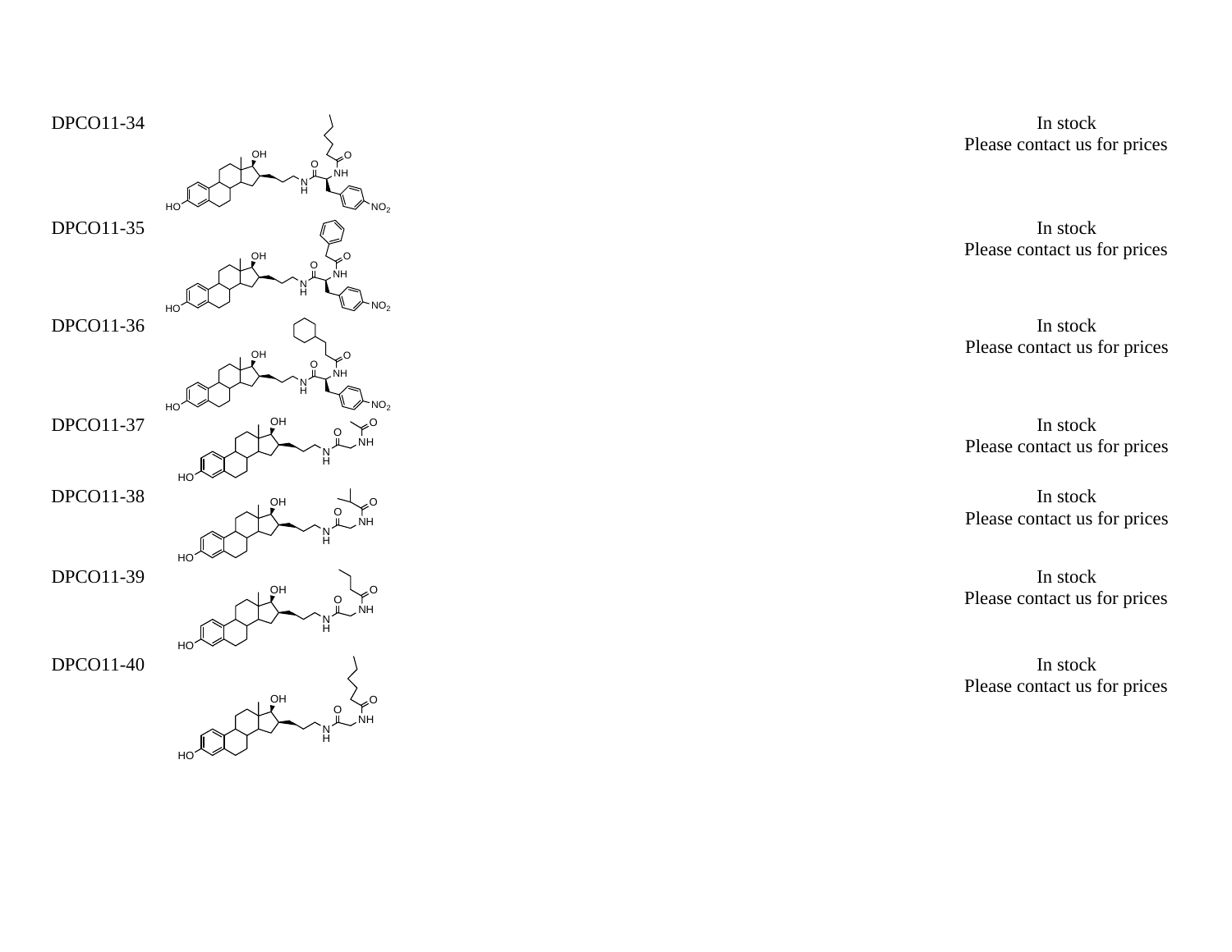DPCO11-34

In stock
Please contact us for prices

DPCO11-35

In stock
Please contact us for prices

DPCO11-36

In stock
Please contact us for prices

DPCO11-37

In stock
Please contact us for prices

DPCO11-38

In stock
Please contact us for prices

DPCO11-39

In stock
Please contact us for prices

DPCO11-40

In stock
Please contact us for prices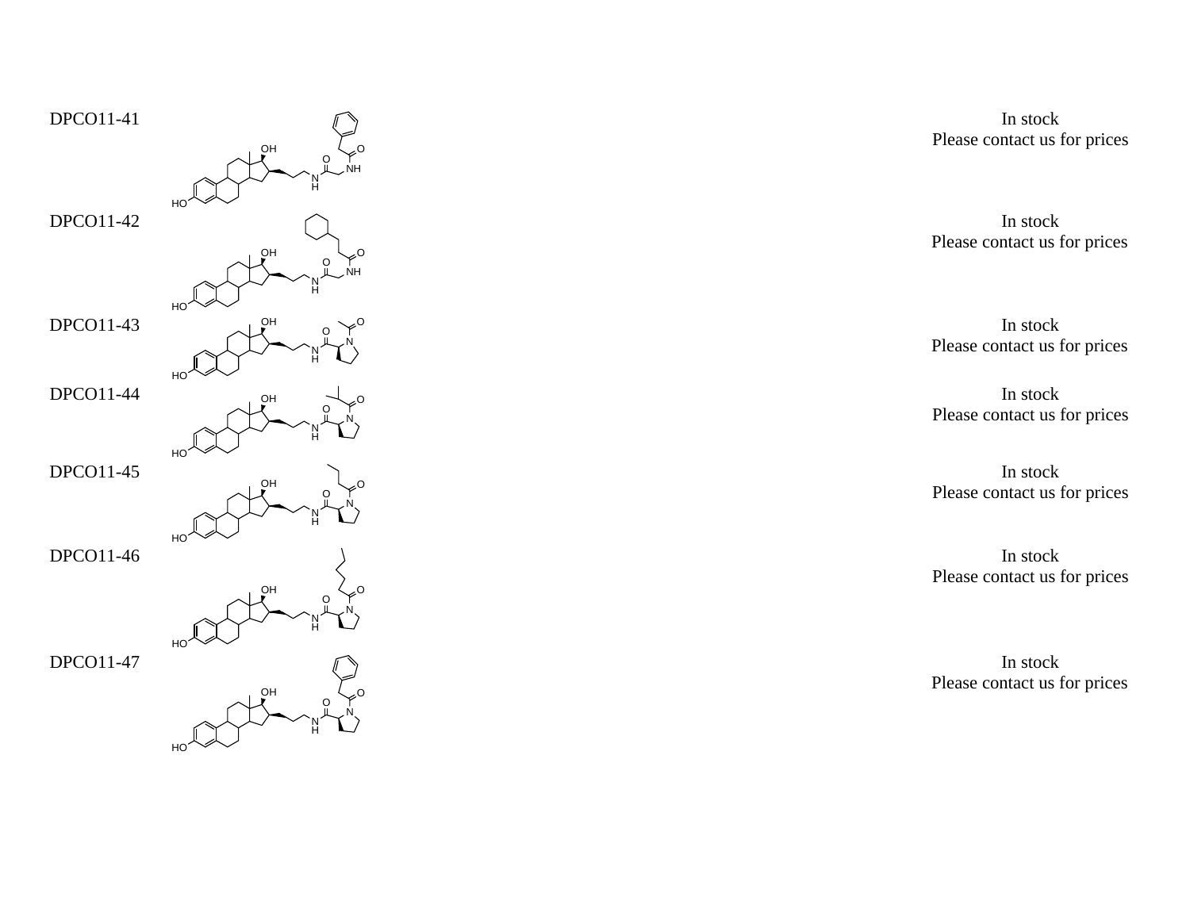| | | |
|---|---|---|
| DPCO11-41 | | In stock<br>Please contact us for prices |
| DPCO11-42 | | In stock<br>Please contact us for prices |
| DPCO11-43 | | In stock<br>Please contact us for prices |
| DPCO11-44 | | In stock<br>Please contact us for prices |
| DPCO11-45 | | In stock<br>Please contact us for prices |
| DPCO11-46 | | In stock<br>Please contact us for prices |
| DPCO11-47 | | In stock<br>Please contact us for prices |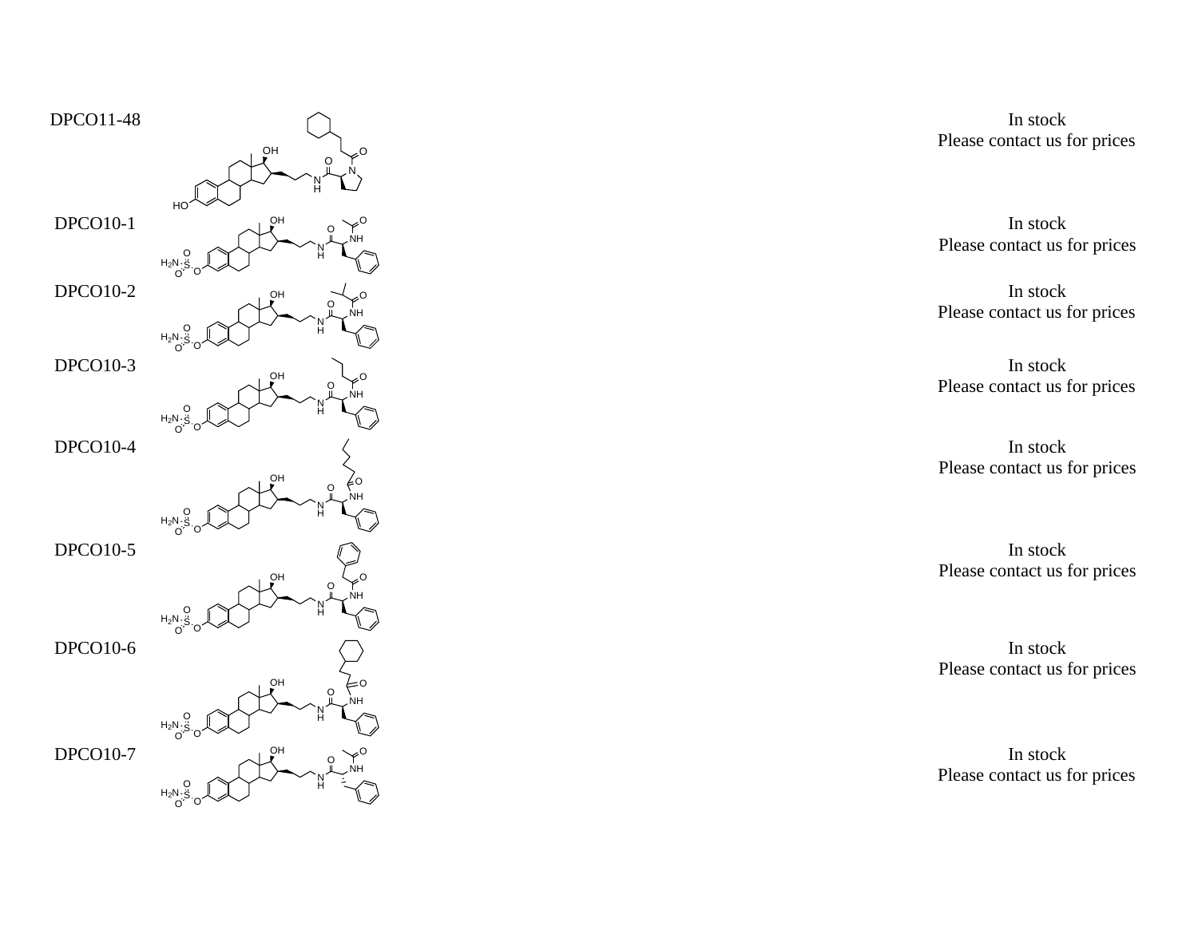| | | |
|---|---|---|
| DPCO11-48 | | In stock<br>Please contact us for prices |
| DPCO10-1 | | In stock<br>Please contact us for prices |
| DPCO10-2 | | In stock<br>Please contact us for prices |
| DPCO10-3 | | In stock<br>Please contact us for prices |
| DPCO10-4 | | In stock<br>Please contact us for prices |
| DPCO10-5 | | In stock<br>Please contact us for prices |
| DPCO10-6 | | In stock<br>Please contact us for prices |
| DPCO10-7 | | In stock<br>Please contact us for prices |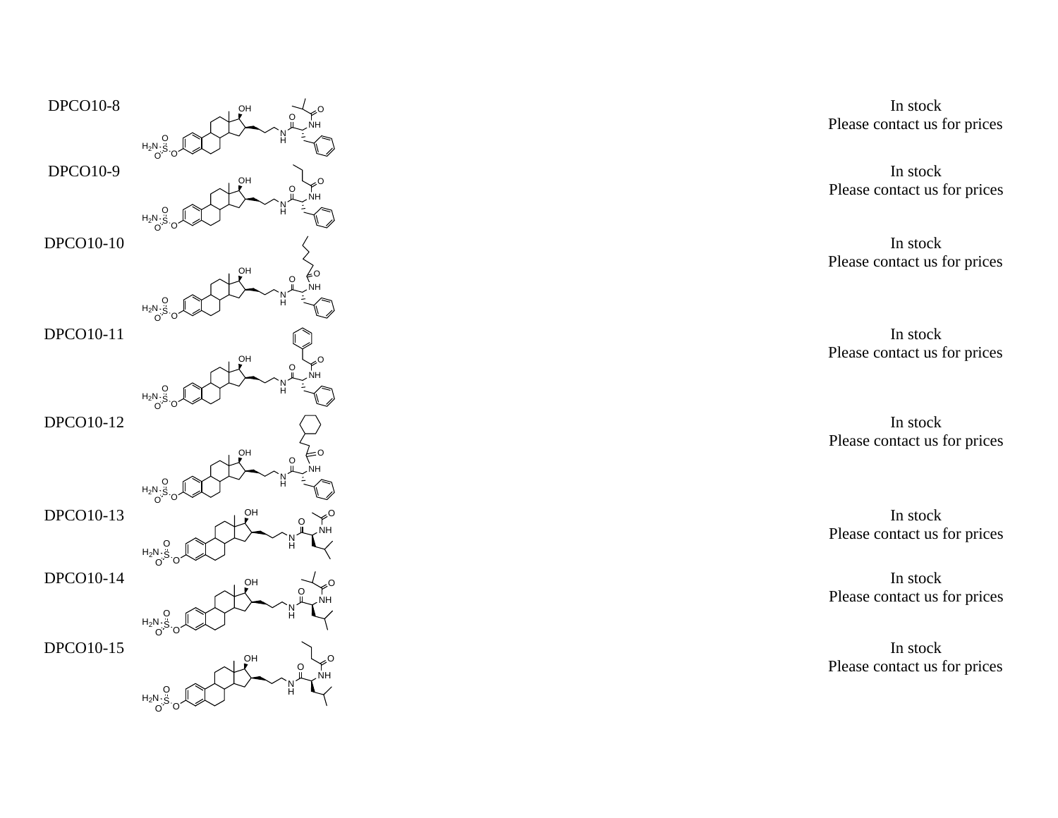| | | |
|---|---|---|
| DPCO10-8 | | In stock<br>Please contact us for prices |
| DPCO10-9 | | In stock<br>Please contact us for prices |
| DPCO10-10 | | In stock<br>Please contact us for prices |
| DPCO10-11 | | In stock<br>Please contact us for prices |
| DPCO10-12 | | In stock<br>Please contact us for prices |
| DPCO10-13 | | In stock<br>Please contact us for prices |
| DPCO10-14 | | In stock<br>Please contact us for prices |
| DPCO10-15 | | In stock<br>Please contact us for prices |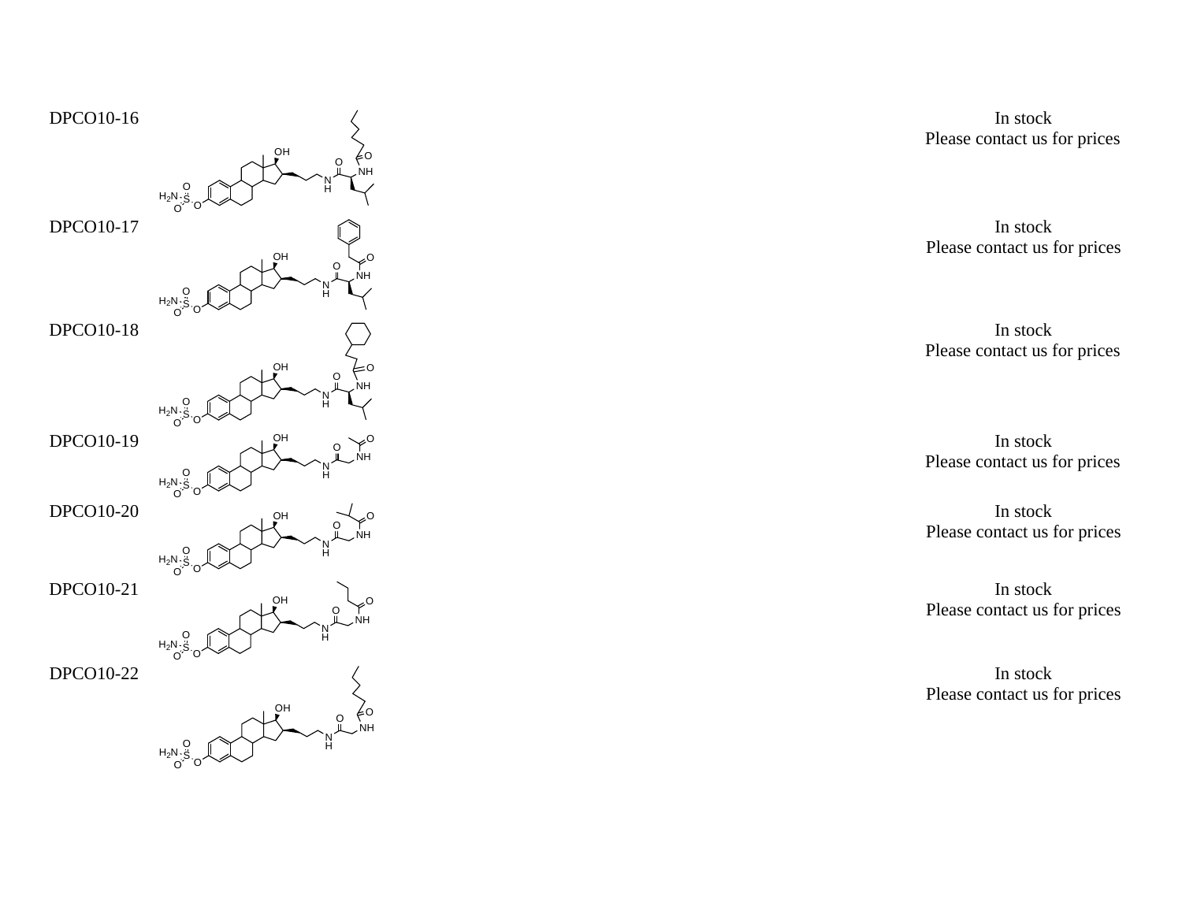| | | |
|---|---|---|
| DPCO10-16 | | In stock<br>Please contact us for prices |
| DPCO10-17 | | In stock<br>Please contact us for prices |
| DPCO10-18 | | In stock<br>Please contact us for prices |
| DPCO10-19 | | In stock<br>Please contact us for prices |
| DPCO10-20 | | In stock<br>Please contact us for prices |
| DPCO10-21 | | In stock<br>Please contact us for prices |
| DPCO10-22 | | In stock<br>Please contact us for prices |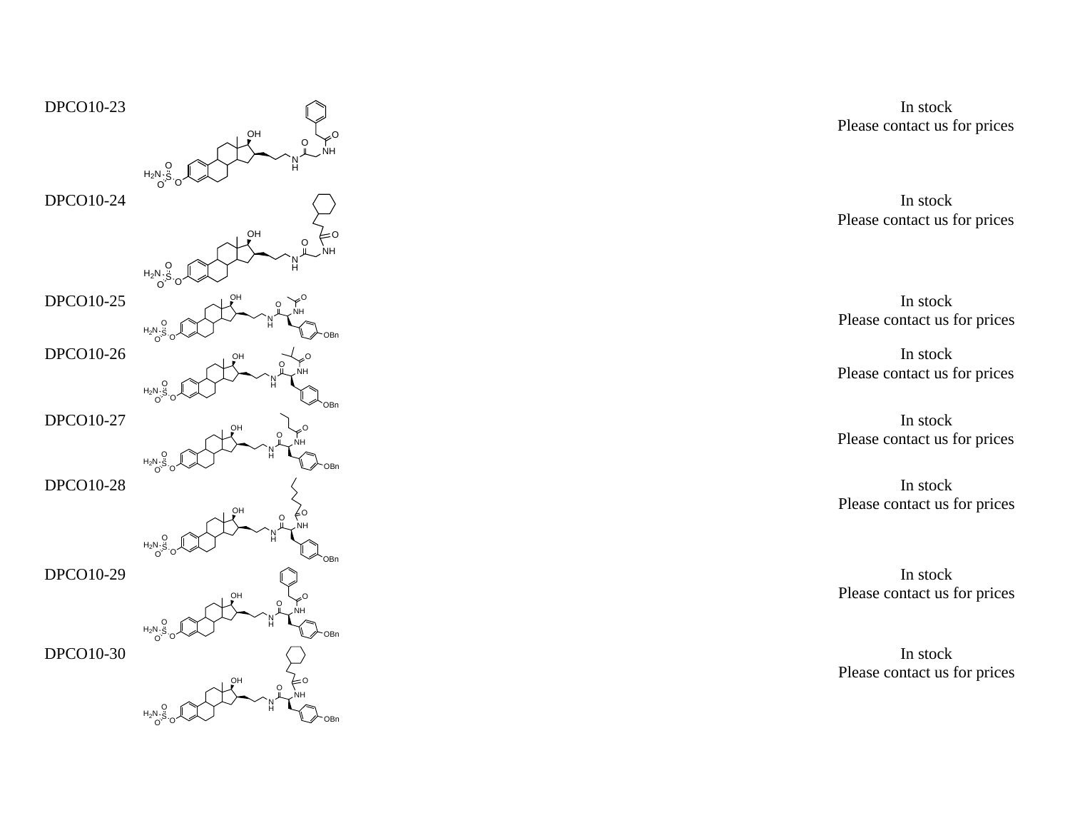| | | |
|---|---|---|
| DPCO10-23 | | In stock<br>Please contact us for prices |
| DPCO10-24 | | In stock<br>Please contact us for prices |
| DPCO10-25 | | In stock<br>Please contact us for prices |
| DPCO10-26 | | In stock<br>Please contact us for prices |
| DPCO10-27 | | In stock<br>Please contact us for prices |
| DPCO10-28 | | In stock<br>Please contact us for prices |
| DPCO10-29 | | In stock<br>Please contact us for prices |
| DPCO10-30 | | In stock<br>Please contact us for prices |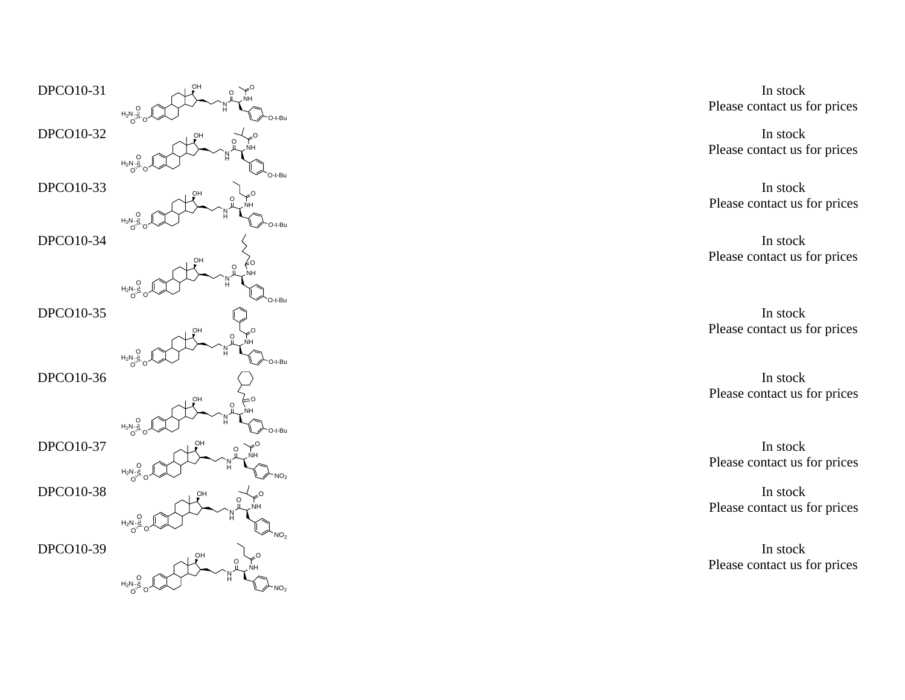| | | |
|---|---|---|
| DPCO10-31 | | In stock<br>Please contact us for prices |
| DPCO10-32 | | In stock<br>Please contact us for prices |
| DPCO10-33 | | In stock<br>Please contact us for prices |
| DPCO10-34 | | In stock<br>Please contact us for prices |
| DPCO10-35 | | In stock<br>Please contact us for prices |
| DPCO10-36 | | In stock<br>Please contact us for prices |
| DPCO10-37 | | In stock<br>Please contact us for prices |
| DPCO10-38 | | In stock<br>Please contact us for prices |
| DPCO10-39 | | In stock<br>Please contact us for prices |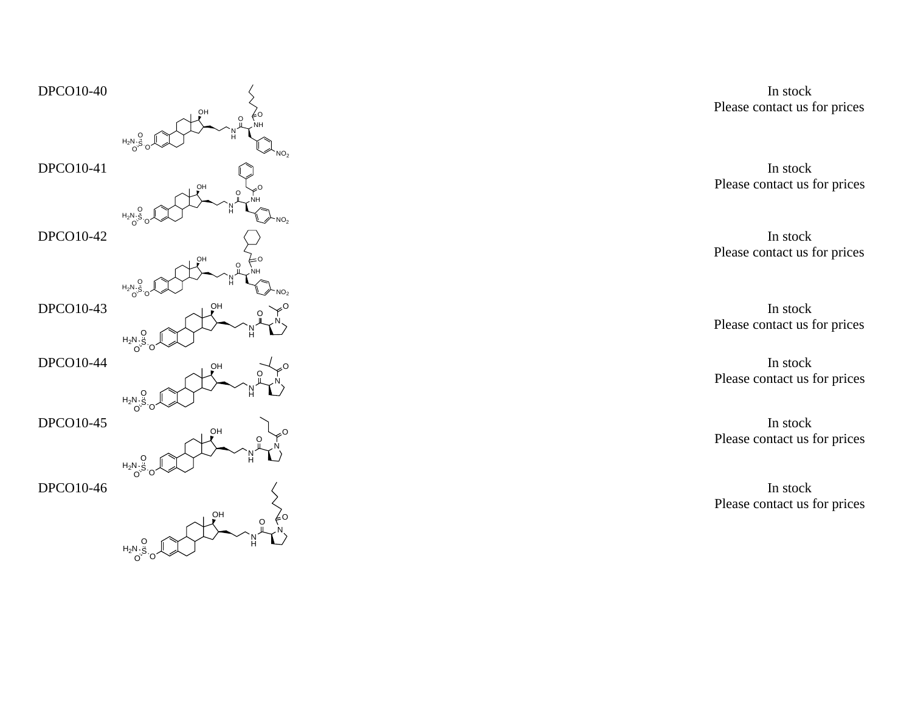| | | |
|---|---|---|
| DPCO10-40 | | In stock<br>Please contact us for prices |
| DPCO10-41 | | In stock<br>Please contact us for prices |
| DPCO10-42 | | In stock<br>Please contact us for prices |
| DPCO10-43 | | In stock<br>Please contact us for prices |
| DPCO10-44 | | In stock<br>Please contact us for prices |
| DPCO10-45 | | In stock<br>Please contact us for prices |
| DPCO10-46 | | In stock<br>Please contact us for prices |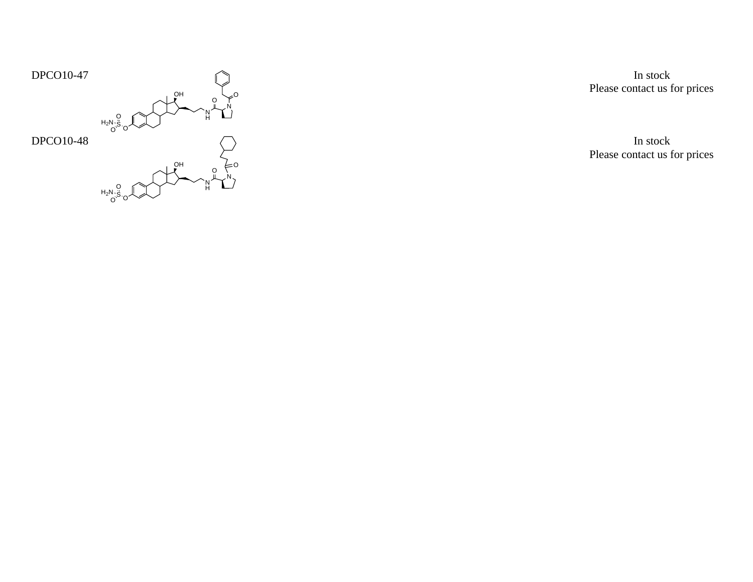DPCO10-47

In stock
Please contact us for prices

DPCO10-48

In stock
Please contact us for prices